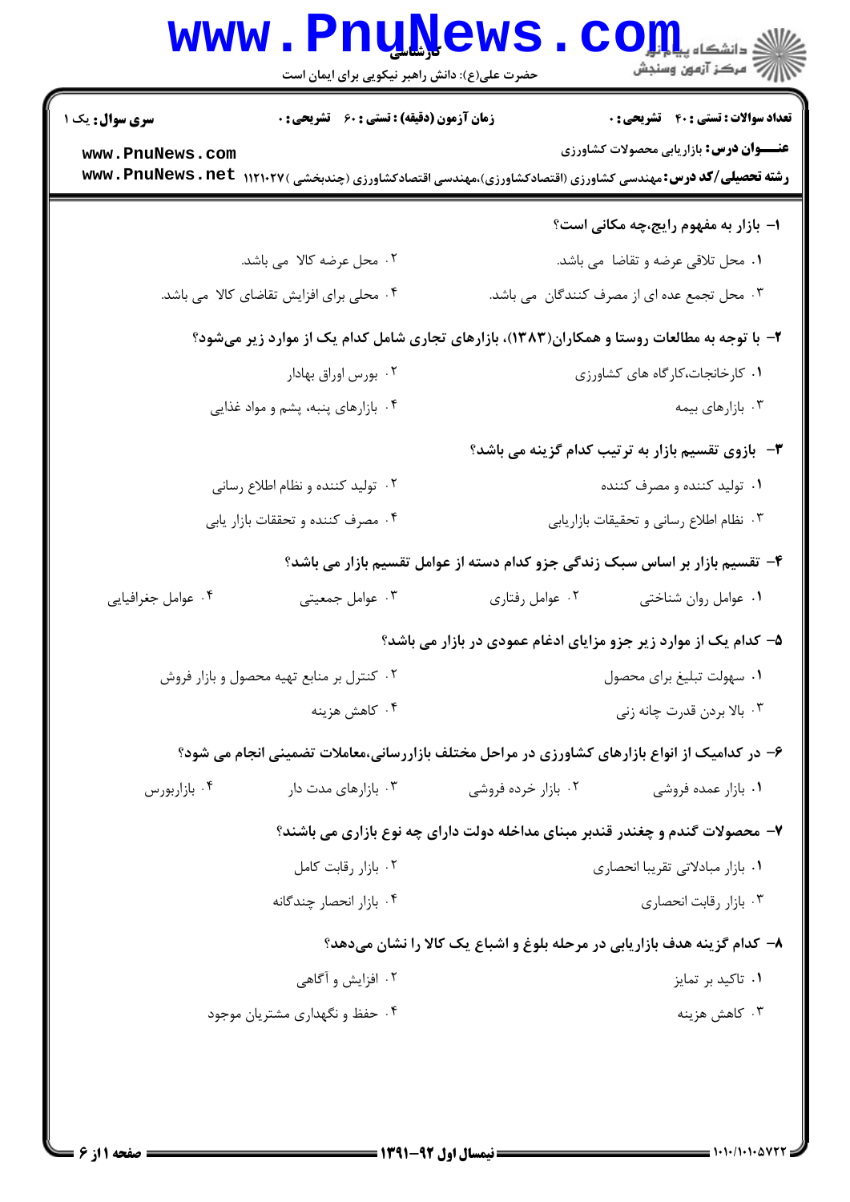کارشناسی

حضرت علی(ع): دانش راهبر نیکویی برای ایمان است

**سری سوال:** یک ۱

**زمان آزمون (دقیقه) : تستی : ۶۰ تشریحی : ۰**

**تعداد سوالات : تستی : ۴۰ تشریحی : ۰**

**عنـــوان درس:** بازاریابی محصولات کشاورزی

**رشته تحصیلی/کد درس:** مهندسی کشاورزی (اقتصادکشاورزی)،مهندسی اقتصادکشاورزی (چندبخشی )۱۱۲۱۰۲۷

**۱- بازار به مفهوم رایج،چه مکانی است؟**

۱. محل تلاقی عرضه و تقاضا می باشد.

۲. محل عرضه کالا می باشد.

۳. محل تجمع عده ای از مصرف کنندگان می باشد.

۴. محلی برای افزایش تقاضای کالا می باشد.

**۲- با توجه به مطالعات روستا و همکاران(۱۳۸۳)، بازارهای تجاری شامل کدام یک از موارد زیر میشود؟**

۱. کارخانجات،کارگاه های کشاورزی

۲. بورس اوراق بهادار

۳. بازارهای بیمه

۴. بازارهای پنبه، پشم و مواد غذایی

**۳- بازوی تقسیم بازار به ترتیب کدام گزینه می باشد؟**

۱. تولید کننده و مصرف کننده

۲. تولید کننده و نظام اطلاع رسانی

۳. نظام اطلاع رسانی و تحقیقات بازاریابی

۴. مصرف کننده و تحققات بازار یابی

**۴- تقسیم بازار بر اساس سبک زندگی جزو کدام دسته از عوامل تقسیم بازار می باشد؟**

۱. عوامل روان شناختی

۲. عوامل رفتاری

۳. عوامل جمعیتی

۴. عوامل جغرافیایی

**۵- کدام یک از موارد زیر جزو مزایای ادغام عمودی در بازار می باشد؟**

۱. سهولت تبلیغ برای محصول

۲. کنترل بر منابع تهیه محصول و بازار فروش

۳. بالا بردن قدرت چانه زنی

۴. کاهش هزینه

**۶- در کدامیک از انواع بازارهای کشاورزی در مراحل مختلف بازاررسانی،معاملات تضمینی انجام می شود؟**

۱. بازار عمده فروشی

۲. بازار خرده فروشی

۳. بازارهای مدت دار

۴. بازاربورس

**۷- محصولات گندم و چغندر قندبر مبنای مداخله دولت دارای چه نوع بازاری می باشند؟**

۱. بازار مبادلاتی تقریبا انحصاری

۲. بازار رقابت کامل

۳. بازار رقابت انحصاری

۴. بازار انحصار چندگانه

**۸- کدام گزینه هدف بازاریابی در مرحله بلوغ و اشباع یک کالا را نشان میدهد؟**

۱. تاکید بر تمایز

۲. افزایش و آگاهی

۳. کاهش هزینه

۴. حفظ و نگهداری مشتریان موجود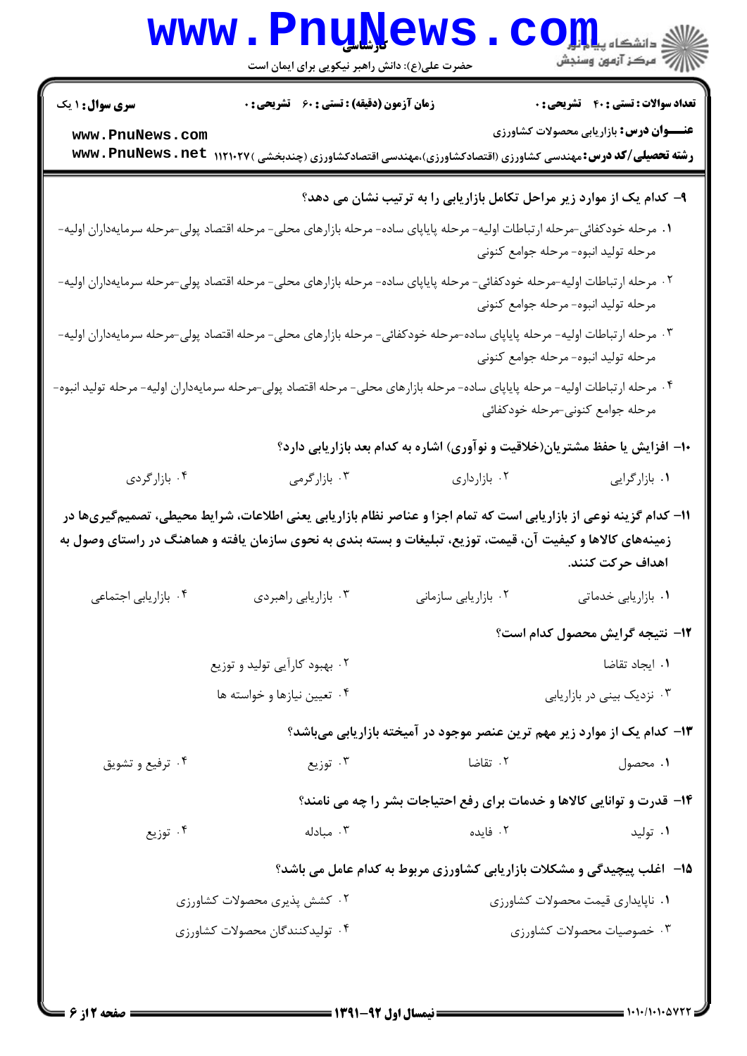**سری سوال:** ۱ یک

**زمان آزمون (دقیقه):** تستی : ۶۰ تشریحی : ۰

**تعداد سوالات:** تستی : ۴۰ تشریحی : ۰

**عنـــوان درس:** بازاریابی محصولات کشاورزی

**رشته تحصیلی/کد درس:** مهندسی کشاورزی (اقتصادکشاورزی)،مهندسی اقتصادکشاورزی (چندبخشی )۱۱۲۱۰۲۷

۹- کدام یک از موارد زیر مراحل تکامل بازاریابی را به ترتیب نشان می دهد؟

۱. مرحله خودکفائی-مرحله ارتباطات اولیه- مرحله پایاپای ساده- مرحله بازارهای محلی- مرحله اقتصاد پولی-مرحله سرمایه‌داران اولیه- مرحله تولید انبوه- مرحله جوامع کنونی

۲. مرحله ارتباطات اولیه-مرحله خودکفائی- مرحله پایاپای ساده- مرحله بازارهای محلی- مرحله اقتصاد پولی-مرحله سرمایه‌داران اولیه- مرحله تولید انبوه- مرحله جوامع کنونی

۳. مرحله ارتباطات اولیه- مرحله پایاپای ساده-مرحله خودکفائی- مرحله بازارهای محلی- مرحله اقتصاد پولی-مرحله سرمایه‌داران اولیه- مرحله تولید انبوه- مرحله جوامع کنونی

۴. مرحله ارتباطات اولیه- مرحله پایاپای ساده- مرحله بازارهای محلی- مرحله اقتصاد پولی-مرحله سرمایه‌داران اولیه- مرحله تولید انبوه- مرحله جوامع کنونی-مرحله خودکفائی

۱۰- افزایش یا حفظ مشتریان(خلاقیت و نوآوری) اشاره به کدام بعد بازاریابی دارد؟

۱. بازارگرایی
۲. بازارداری
۳. بازارگرمی
۴. بازارگردی

۱۱- کدام گزینه نوعی از بازاریابی است که تمام اجزا و عناصر نظام بازاریابی یعنی اطلاعات، شرایط محیطی، تصمیم‌گیری‌ها در زمینه‌های کالاها و کیفیت آن، قیمت، توزیع، تبلیغات و بسته بندی به نحوی سازمان یافته و هماهنگ در راستای وصول به اهداف حرکت کنند.

۱. بازاریابی خدماتی
۲. بازاریابی سازمانی
۳. بازاریابی راهبردی
۴. بازاریابی اجتماعی

۱۲- نتیجه گرایش محصول کدام است؟

۱. ایجاد تقاضا
۲. بهبود کارآیی تولید و توزیع
۳. نزدیک بینی در بازاریابی
۴. تعیین نیازها و خواسته ها

۱۳- کدام یک از موارد زیر مهم ترین عنصر موجود در آمیخته بازاریابی می‌باشد؟

۱. محصول
۲. تقاضا
۳. توزیع
۴. ترفیع و تشویق

۱۴- قدرت و توانایی کالاها و خدمات برای رفع احتیاجات بشر را چه می نامند؟

۱. تولید
۲. فایده
۳. مبادله
۴. توزیع

۱۵- اغلب پیچیدگی و مشکلات بازاریابی کشاورزی مربوط به کدام عامل می باشد؟

۱. ناپایداری قیمت محصولات کشاورزی
۲. کشش پذیری محصولات کشاورزی
۳. خصوصیات محصولات کشاورزی
۴. تولیدکنندگان محصولات کشاورزی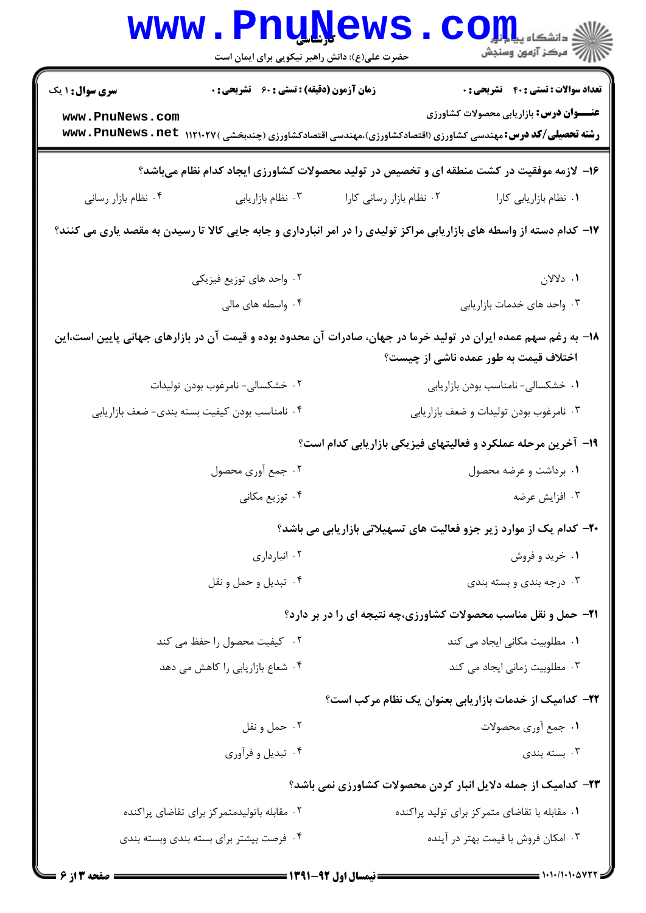۱۶- لازمه موفقیت در کشت منطقه ای و تخصیص در تولید محصولات کشاورزی ایجاد کدام نظام می‌باشد؟

۱. نظام بازاریابی کارا
۲. نظام بازار رسانی کارا
۳. نظام بازاریابی
۴. نظام بازار رسانی

۱۷- کدام دسته از واسطه های بازاریابی مراکز تولیدی را در امر انبارداری و جابه جایی کالا تا رسیدن به مقصد یاری می کنند؟

۱. دلالان
۲. واحد های توزیع فیزیکی
۳. واحد های خدمات بازاریابی
۴. واسطه های مالی

۱۸- به رغم سهم عمده ایران در تولید خرما در جهان، صادرات آن محدود بوده و قیمت آن در بازارهای جهانی پایین است،این اختلاف قیمت به طور عمده ناشی از چیست؟

۱. خشکسالی- نامناسب بودن بازاریابی
۲. خشکسالی- نامرغوب بودن تولیدات
۳. نامرغوب بودن تولیدات و ضعف بازاریابی
۴. نامناسب بودن کیفیت بسته بندی- ضعف بازاریابی

۱۹- آخرین مرحله عملکرد و فعالیتهای فیزیکی بازاریابی کدام است؟

۱. برداشت و عرضه محصول
۲. جمع آوری محصول
۳. افزایش عرضه
۴. توزیع مکانی

۲۰- کدام یک از موارد زیر جزو فعالیت های تسهیلاتی بازاریابی می باشد؟

۱. خرید و فروش
۲. انبارداری
۳. درجه بندی و بسته بندی
۴. تبدیل و حمل و نقل

۲۱- حمل و نقل مناسب محصولات کشاورزی،چه نتیجه ای را در بر دارد؟

۱. مطلوبیت مکانی ایجاد می کند
۲. کیفیت محصول را حفظ می کند
۳. مطلوبیت زمانی ایجاد می کند
۴. شعاع بازاریابی را کاهش می دهد

۲۲- کدامیک از خدمات بازاریابی بعنوان یک نظام مرکب است؟

۱. جمع آوری محصولات
۲. حمل و نقل
۳. بسته بندی
۴. تبدیل و فرآوری

۲۳- کدامیک از جمله دلایل انبار کردن محصولات کشاورزی نمی باشد؟

۱. مقابله با تقاضای متمرکز برای تولید پراکنده
۲. مقابله باتولیدمتمرکز برای تقاضای پراکنده
۳. امکان فروش با قیمت بهتر در آینده
۴. فرصت بیشتر برای بسته بندی وبسته بندی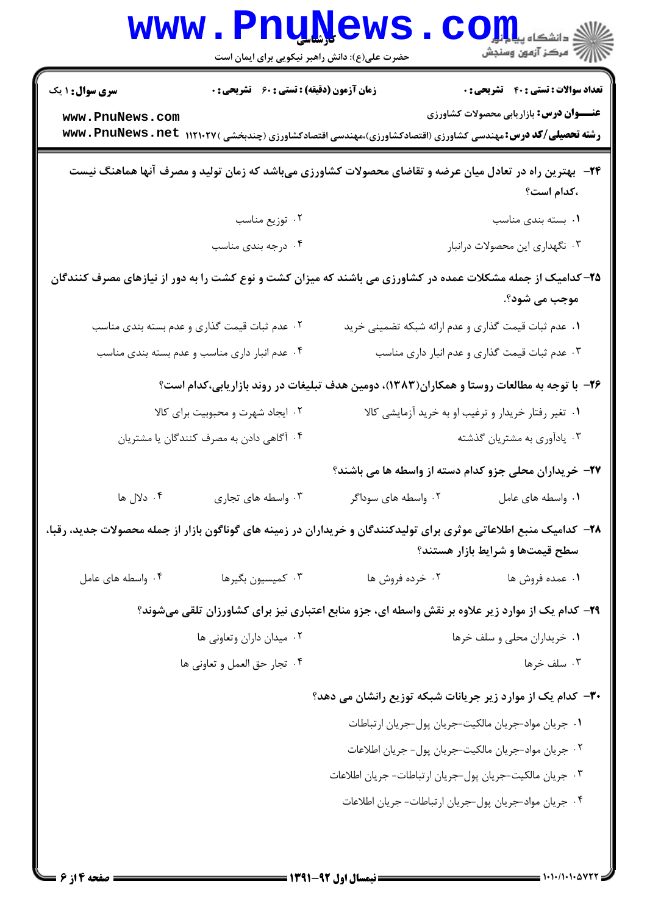۲۴- بهترین راه در تعادل میان عرضه و تقاضای محصولات کشاورزی می‌باشد که زمان تولید و مصرف آنها هماهنگ نیست ،کدام است؟

۱. بسته بندی مناسب
۲. توزیع مناسب
۳. نگهداری این محصولات درانبار
۴. درجه بندی مناسب

۲۵-کدامیک از جمله مشکلات عمده در کشاورزی می باشند که میزان کشت و نوع کشت را به دور از نیازهای مصرف کنندگان موجب می شود؟

۱. عدم ثبات قیمت گذاری و عدم ارائه شبکه تضمینی خرید
۲. عدم ثبات قیمت گذاری و عدم بسته بندی مناسب
۳. عدم ثبات قیمت گذاری و عدم انبار داری مناسب
۴. عدم انبار داری مناسب و عدم بسته بندی مناسب

۲۶- با توجه به مطالعات روستا و همکاران(۱۳۸۳)، دومین هدف تبلیغات در روند بازاریابی،کدام است؟

۱. تغیر رفتار خریدار و ترغیب او به خرید آزمایشی کالا
۲. ایجاد شهرت و محبوبیت برای کالا
۳. یادآوری به مشتریان گذشته
۴. آگاهی دادن به مصرف کنندگان یا مشتریان

۲۷- خریداران محلی جزو کدام دسته از واسطه ها می باشند؟

۱. واسطه های عامل
۲. واسطه های سوداگر
۳. واسطه های تجاری
۴. دلال ها

۲۸- کدامیک منبع اطلاعاتی موثری برای تولیدکنندگان و خریداران در زمینه های گوناگون بازار از جمله محصولات جدید، رقبا، سطح قیمت‌ها و شرایط بازار هستند؟

۱. عمده فروش ها
۲. خرده فروش ها
۳. کمیسیون بگیرها
۴. واسطه های عامل

۲۹- کدام یک از موارد زیر علاوه بر نقش واسطه ای، جزو منابع اعتباری نیز برای کشاورزان تلقی می‌شوند؟

۱. خریداران محلی و سلف خرها
۲. میدان داران وتعاونی ها
۳. سلف خرها
۴. تجار حق العمل و تعاونی ها

۳۰- کدام یک از موارد زیر جریانات شبکه توزیع رانشان می دهد؟

۱. جریان مواد-جریان مالکیت-جریان پول-جریان ارتباطات
۲. جریان مواد-جریان مالکیت-جریان پول- جریان اطلاعات
۳. جریان مالکیت-جریان پول-جریان ارتباطات- جریان اطلاعات
۴. جریان مواد-جریان پول-جریان ارتباطات- جریان اطلاعات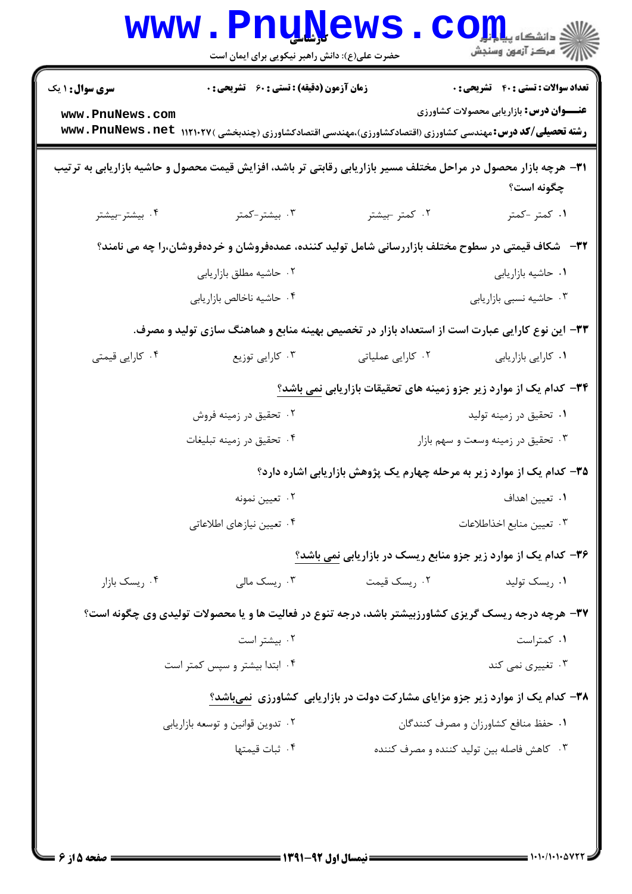۳۱- هرچه بازار محصول در مراحل مختلف مسیر بازاریابی رقابتی تر باشد، افزایش قیمت محصول و حاشیه بازاریابی به ترتیب چگونه است؟

۱. کمتر -کمتر
۲. کمتر -بیشتر
۳. بیشتر-کمتر
۴. بیشتر-بیشتر

۳۲- شکاف قیمتی در سطوح مختلف بازاررسانی شامل تولید کننده، عمده‌فروشان و خرده‌فروشان،را چه می نامند؟

۱. حاشیه بازاریابی
۲. حاشیه مطلق بازاریابی
۳. حاشیه نسبی بازاریابی
۴. حاشیه ناخالص بازاریابی

۳۳- این نوع کارایی عبارت است از استعداد بازار در تخصیص بهینه منابع و هماهنگ سازی تولید و مصرف.

۱. کارایی بازاریابی
۲. کارایی عملیاتی
۳. کارایی توزیع
۴. کارایی قیمتی

۳۴- کدام یک از موارد زیر جزو زمینه های تحقیقات بازاریابی نمی باشد؟

۱. تحقیق در زمینه تولید
۲. تحقیق در زمینه فروش
۳. تحقیق در زمینه وسعت و سهم بازار
۴. تحقیق در زمینه تبلیغات

۳۵- کدام یک از موارد زیر به مرحله چهارم یک پژوهش بازاریابی اشاره دارد؟

۱. تعیین اهداف
۲. تعیین نمونه
۳. تعیین منابع اخذاطلاعات
۴. تعیین نیازهای اطلاعاتی

۳۶- کدام یک از موارد زیر جزو منابع ریسک در بازاریابی نمی باشد؟

۱. ریسک تولید
۲. ریسک قیمت
۳. ریسک مالی
۴. ریسک بازار

۳۷- هرچه درجه ریسک گریزی کشاورزبیشتر باشد، درجه تنوع در فعالیت ها و یا محصولات تولیدی وی چگونه است؟

۱. کمتراست
۲. بیشتر است
۳. تغییری نمی کند
۴. ابتدا بیشتر و سپس کمتر است

۳۸- کدام یک از موارد زیر جزو مزایای مشارکت دولت در بازاریابی کشاورزی نمی‌باشد؟

۱. حفظ منافع کشاورزان و مصرف کنندگان
۲. تدوین قوانین و توسعه بازاریابی
۳. کاهش فاصله بین تولید کننده و مصرف کننده
۴. ثبات قیمتها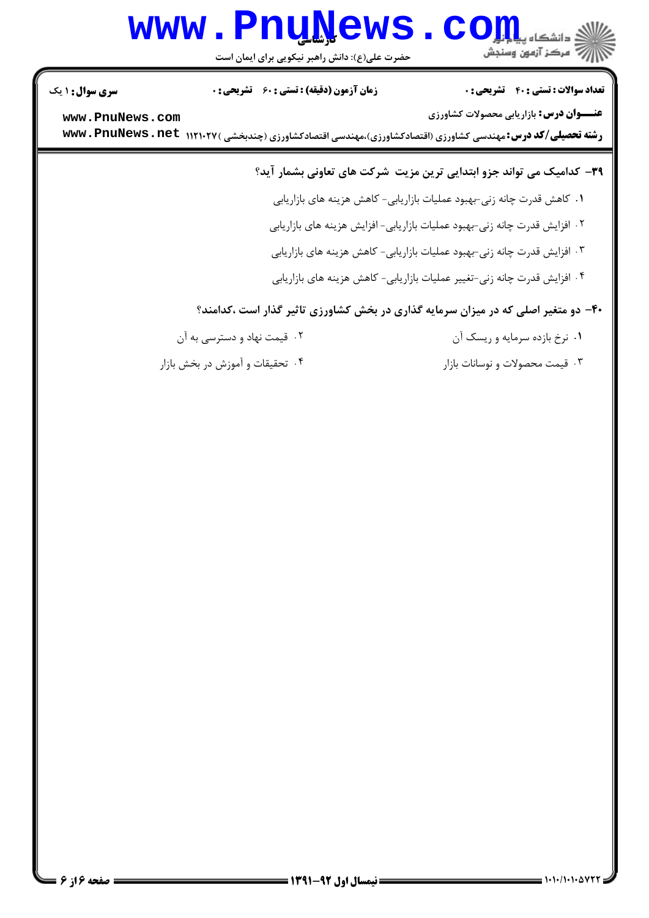**۳۹- کدامیک می تواند جزو ابتدایی ترین مزیت شرکت های تعاونی بشمار آید؟**

۱. کاهش قدرت چانه زنی-بهبود عملیات بازاریابی- کاهش هزینه های بازاریابی

۲. افزایش قدرت چانه زنی-بهبود عملیات بازاریابی- افزایش هزینه های بازاریابی

۳. افزایش قدرت چانه زنی-بهبود عملیات بازاریابی- کاهش هزینه های بازاریابی

۴. افزایش قدرت چانه زنی-تغییر عملیات بازاریابی- کاهش هزینه های بازاریابی

**۴۰- دو متغیر اصلی که در میزان سرمایه گذاری در بخش کشاورزی تاثیر گذار است ،کدامند؟**

۱. نرخ بازده سرمایه و ریسک آن

۲. قیمت نهاد و دسترسی به آن

۳. قیمت محصولات و نوسانات بازار

۴. تحقیقات و آموزش در بخش بازار